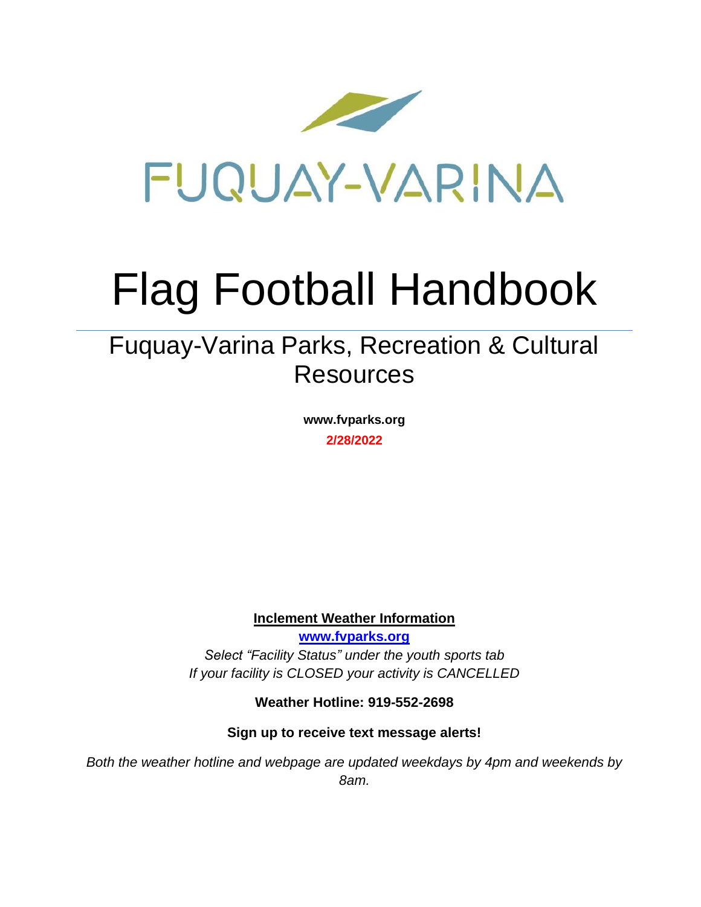FUQUAY-VARINA

# Flag Football Handbook

## Fuquay-Varina Parks, Recreation & Cultural Resources

**www.fvparks.org**

**2/28/2022**

**Inclement Weather Information**

**www.fvparks.org**

*Select "Facility Status" under the youth sports tab*

*If your facility is CLOSED your activity is CANCELLED*

**Weather Hotline: 919-552-2698**

**Sign up to receive text message alerts!**

*Both the weather hotline and webpage are updated weekdays by 4pm and weekends by 8am.*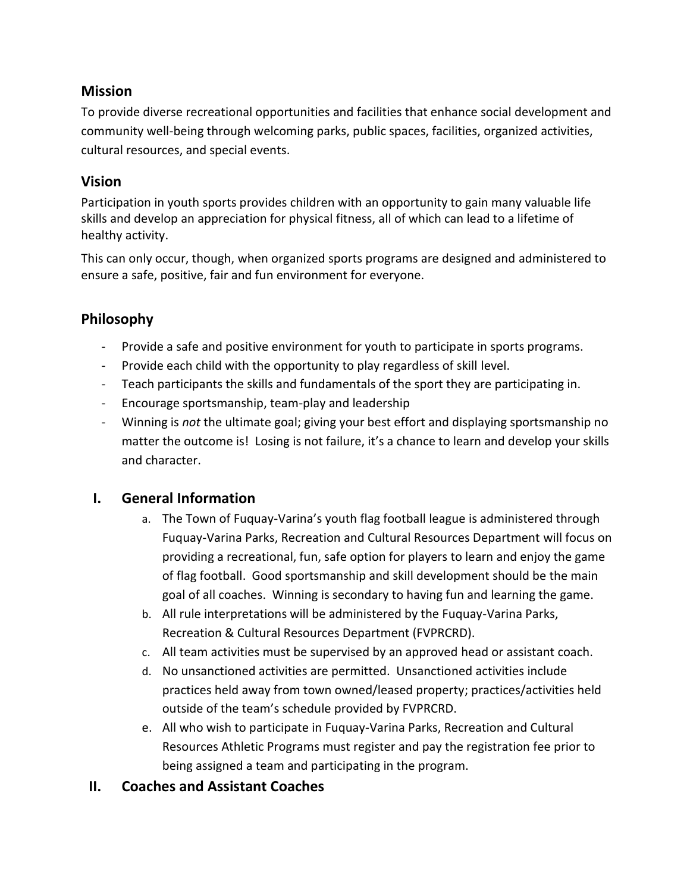## Mission

To provide diverse recreational opportunities and facilities that enhance social development and community well-being through welcoming parks, public spaces, facilities, organized activities, cultural resources, and special events.

## Vision

Participation in youth sports provides children with an opportunity to gain many valuable life skills and develop an appreciation for physical fitness, all of which can lead to a lifetime of healthy activity.

This can only occur, though, when organized sports programs are designed and administered to ensure a safe, positive, fair and fun environment for everyone.

## Philosophy

- Provide a safe and positive environment for youth to participate in sports programs.
- Provide each child with the opportunity to play regardless of skill level.
- Teach participants the skills and fundamentals of the sport they are participating in.
- Encourage sportsmanship, team-play and leadership
- Winning is *not* the ultimate goal; giving your best effort and displaying sportsmanship no matter the outcome is! Losing is not failure, it's a chance to learn and develop your skills and character.

## I. General Information

a. The Town of Fuquay-Varina's youth flag football league is administered through Fuquay-Varina Parks, Recreation and Cultural Resources Department will focus on providing a recreational, fun, safe option for players to learn and enjoy the game of flag football. Good sportsmanship and skill development should be the main goal of all coaches. Winning is secondary to having fun and learning the game.

b. All rule interpretations will be administered by the Fuquay-Varina Parks, Recreation & Cultural Resources Department (FVPRCRD).

c. All team activities must be supervised by an approved head or assistant coach.

d. No unsanctioned activities are permitted. Unsanctioned activities include practices held away from town owned/leased property; practices/activities held outside of the team's schedule provided by FVPRCRD.

e. All who wish to participate in Fuquay-Varina Parks, Recreation and Cultural Resources Athletic Programs must register and pay the registration fee prior to being assigned a team and participating in the program.

## II. Coaches and Assistant Coaches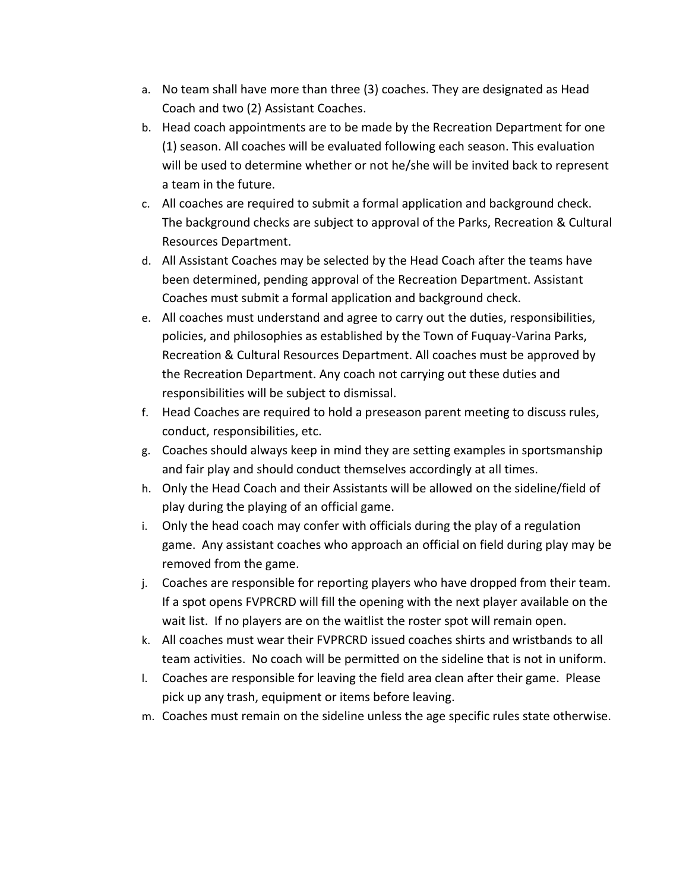a. No team shall have more than three (3) coaches. They are designated as Head Coach and two (2) Assistant Coaches.
b. Head coach appointments are to be made by the Recreation Department for one (1) season. All coaches will be evaluated following each season. This evaluation will be used to determine whether or not he/she will be invited back to represent a team in the future.
c. All coaches are required to submit a formal application and background check. The background checks are subject to approval of the Parks, Recreation & Cultural Resources Department.
d. All Assistant Coaches may be selected by the Head Coach after the teams have been determined, pending approval of the Recreation Department. Assistant Coaches must submit a formal application and background check.
e. All coaches must understand and agree to carry out the duties, responsibilities, policies, and philosophies as established by the Town of Fuquay-Varina Parks, Recreation & Cultural Resources Department. All coaches must be approved by the Recreation Department. Any coach not carrying out these duties and responsibilities will be subject to dismissal.
f. Head Coaches are required to hold a preseason parent meeting to discuss rules, conduct, responsibilities, etc.
g. Coaches should always keep in mind they are setting examples in sportsmanship and fair play and should conduct themselves accordingly at all times.
h. Only the Head Coach and their Assistants will be allowed on the sideline/field of play during the playing of an official game.
i. Only the head coach may confer with officials during the play of a regulation game. Any assistant coaches who approach an official on field during play may be removed from the game.
j. Coaches are responsible for reporting players who have dropped from their team. If a spot opens FVPRCRD will fill the opening with the next player available on the wait list. If no players are on the waitlist the roster spot will remain open.
k. All coaches must wear their FVPRCRD issued coaches shirts and wristbands to all team activities. No coach will be permitted on the sideline that is not in uniform.
l. Coaches are responsible for leaving the field area clean after their game. Please pick up any trash, equipment or items before leaving.
m. Coaches must remain on the sideline unless the age specific rules state otherwise.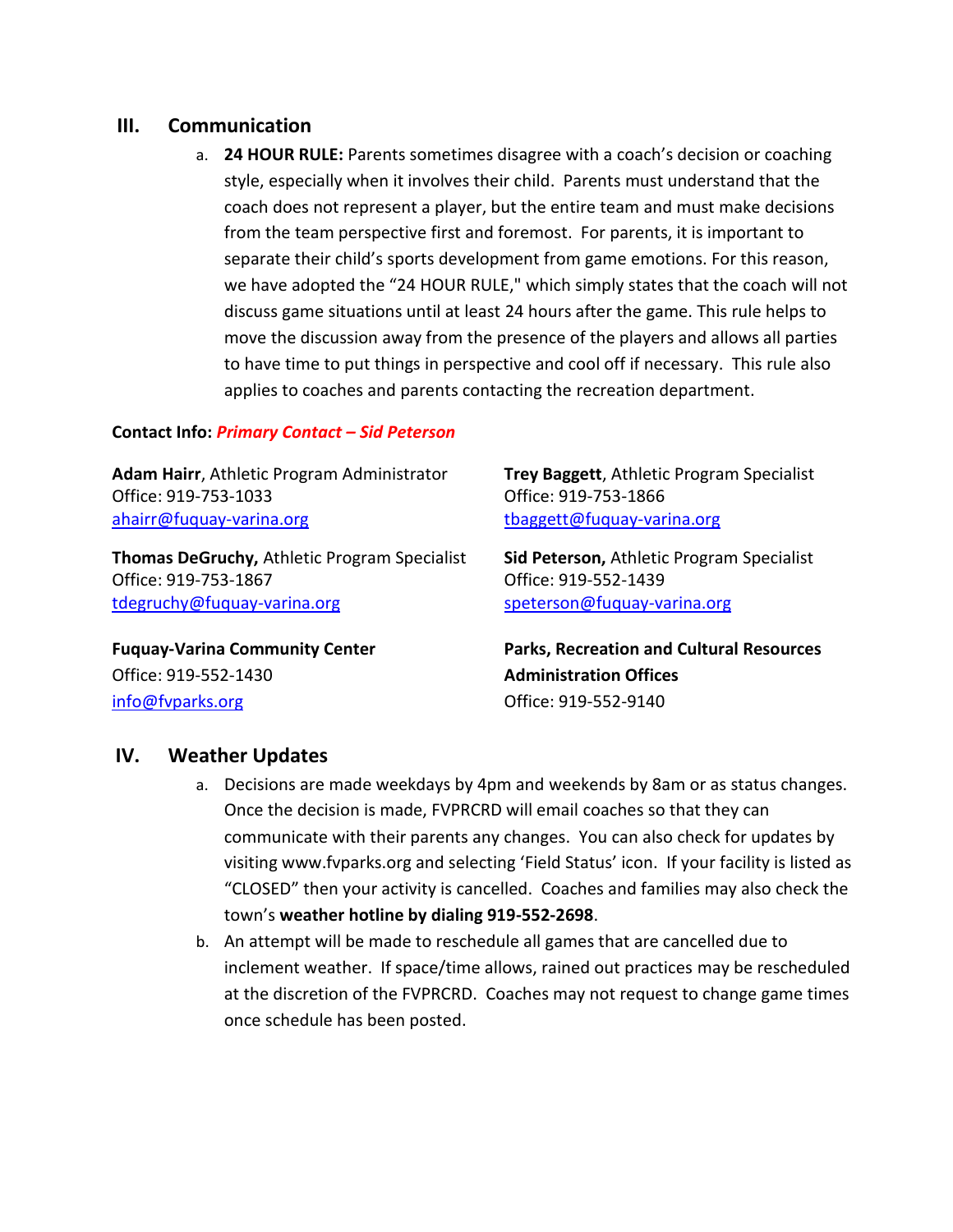## III. Communication

a. **24 HOUR RULE:** Parents sometimes disagree with a coach's decision or coaching style, especially when it involves their child. Parents must understand that the coach does not represent a player, but the entire team and must make decisions from the team perspective first and foremost. For parents, it is important to separate their child's sports development from game emotions. For this reason, we have adopted the "24 HOUR RULE," which simply states that the coach will not discuss game situations until at least 24 hours after the game. This rule helps to move the discussion away from the presence of the players and allows all parties to have time to put things in perspective and cool off if necessary. This rule also applies to coaches and parents contacting the recreation department.

**Contact Info:** ***Primary Contact – Sid Peterson***

**Adam Hairr**, Athletic Program Administrator
Office: 919-753-1033
ahairr@fuquay-varina.org

**Trey Baggett**, Athletic Program Specialist
Office: 919-753-1866
tbaggett@fuquay-varina.org

**Thomas DeGruchy,** Athletic Program Specialist
Office: 919-753-1867
tdegruchy@fuquay-varina.org

**Sid Peterson,** Athletic Program Specialist
Office: 919-552-1439
speterson@fuquay-varina.org

**Fuquay-Varina Community Center**
Office: 919-552-1430
info@fvparks.org

**Parks, Recreation and Cultural Resources Administration Offices**
Office: 919-552-9140

## IV. Weather Updates

a. Decisions are made weekdays by 4pm and weekends by 8am or as status changes. Once the decision is made, FVPRCRD will email coaches so that they can communicate with their parents any changes. You can also check for updates by visiting www.fvparks.org and selecting 'Field Status' icon. If your facility is listed as "CLOSED" then your activity is cancelled. Coaches and families may also check the town's **weather hotline by dialing 919-552-2698**.

b. An attempt will be made to reschedule all games that are cancelled due to inclement weather. If space/time allows, rained out practices may be rescheduled at the discretion of the FVPRCRD. Coaches may not request to change game times once schedule has been posted.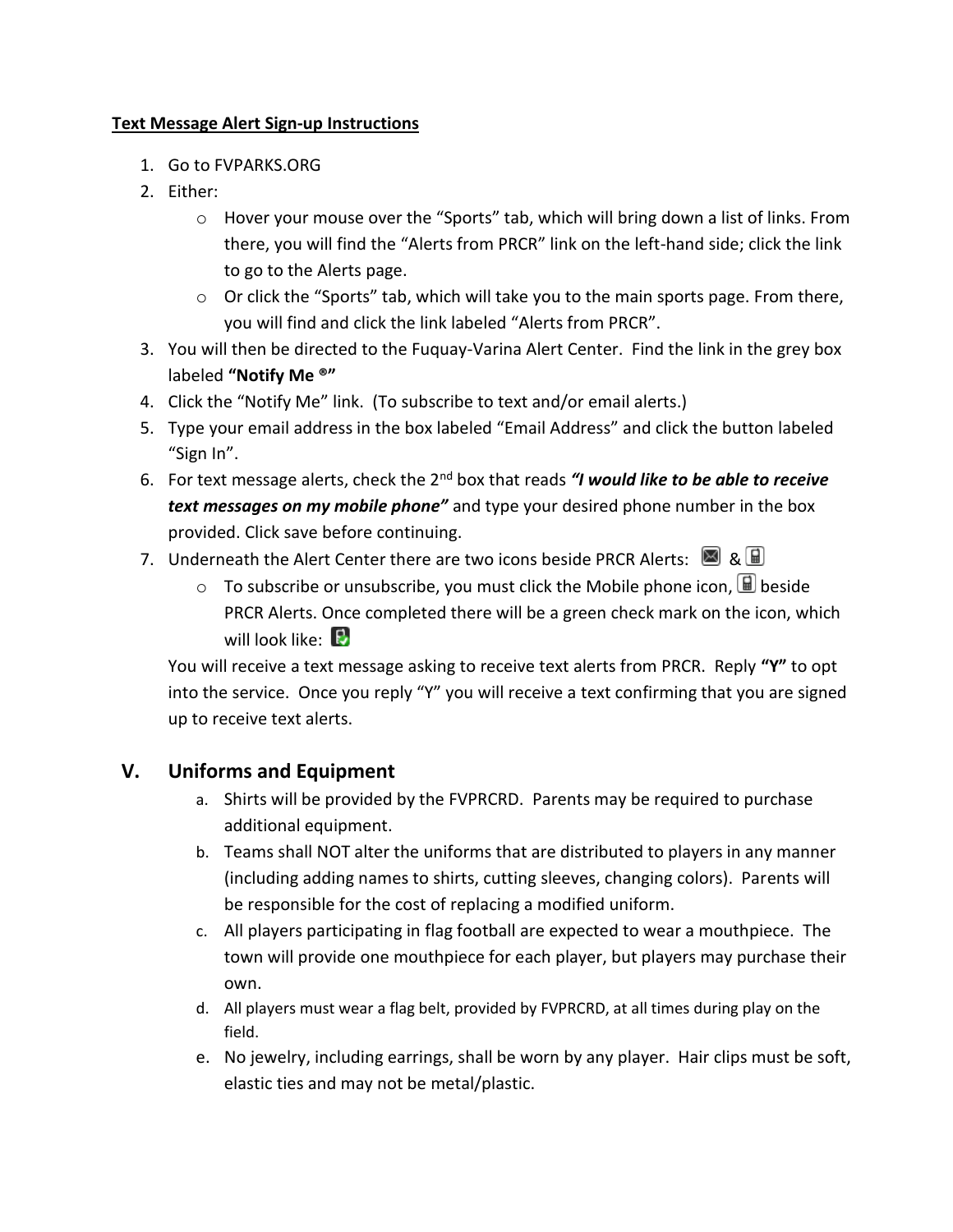**<u>Text Message Alert Sign-up Instructions</u>**

1. Go to FVPARKS.ORG
2. Either:
   - Hover your mouse over the “Sports” tab, which will bring down a list of links. From there, you will find the “Alerts from PRCR” link on the left-hand side; click the link to go to the Alerts page.
   - Or click the “Sports” tab, which will take you to the main sports page. From there, you will find and click the link labeled “Alerts from PRCR”.
3. You will then be directed to the Fuquay-Varina Alert Center. Find the link in the grey box labeled **“Notify Me ®”**
4. Click the “Notify Me” link. (To subscribe to text and/or email alerts.)
5. Type your email address in the box labeled “Email Address” and click the button labeled “Sign In”.
6. For text message alerts, check the 2nd box that reads ***“I would like to be able to receive text messages on my mobile phone”*** and type your desired phone number in the box provided. Click save before continuing.
7. Underneath the Alert Center there are two icons beside PRCR Alerts: &
   - To subscribe or unsubscribe, you must click the Mobile phone icon, beside PRCR Alerts. Once completed there will be a green check mark on the icon, which will look like:

   You will receive a text message asking to receive text alerts from PRCR. Reply **“Y”** to opt into the service. Once you reply “Y” you will receive a text confirming that you are signed up to receive text alerts.

## V. Uniforms and Equipment

a. Shirts will be provided by the FVPRCRD. Parents may be required to purchase additional equipment.

b. Teams shall NOT alter the uniforms that are distributed to players in any manner (including adding names to shirts, cutting sleeves, changing colors). Parents will be responsible for the cost of replacing a modified uniform.

c. All players participating in flag football are expected to wear a mouthpiece. The town will provide one mouthpiece for each player, but players may purchase their own.

d. All players must wear a flag belt, provided by FVPRCRD, at all times during play on the field.

e. No jewelry, including earrings, shall be worn by any player. Hair clips must be soft, elastic ties and may not be metal/plastic.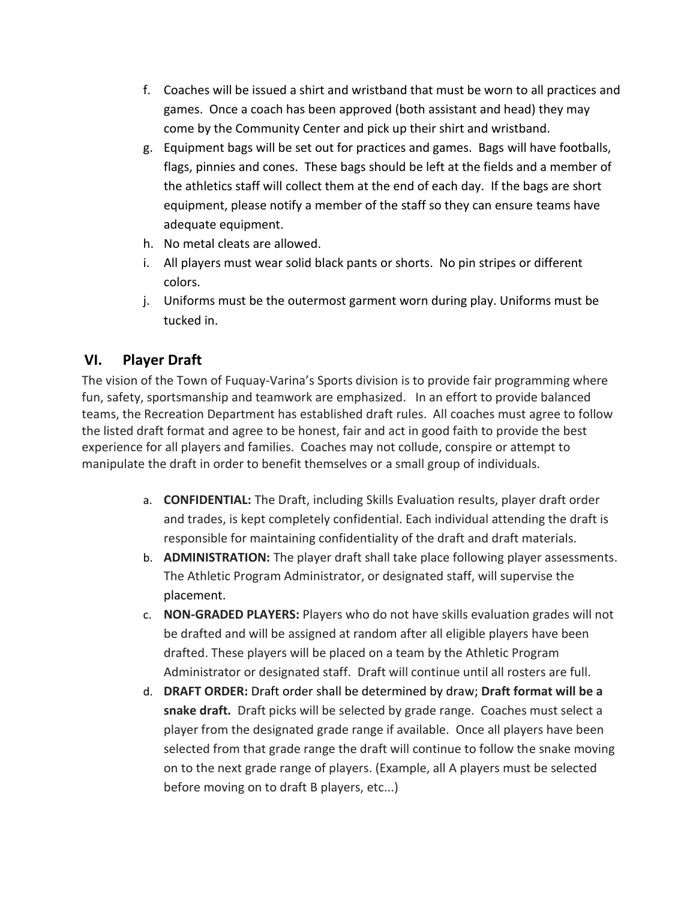f. Coaches will be issued a shirt and wristband that must be worn to all practices and games. Once a coach has been approved (both assistant and head) they may come by the Community Center and pick up their shirt and wristband.
g. Equipment bags will be set out for practices and games. Bags will have footballs, flags, pinnies and cones. These bags should be left at the fields and a member of the athletics staff will collect them at the end of each day. If the bags are short equipment, please notify a member of the staff so they can ensure teams have adequate equipment.
h. No metal cleats are allowed.
i. All players must wear solid black pants or shorts. No pin stripes or different colors.
j. Uniforms must be the outermost garment worn during play. Uniforms must be tucked in.

## VI. Player Draft

The vision of the Town of Fuquay-Varina's Sports division is to provide fair programming where fun, safety, sportsmanship and teamwork are emphasized. In an effort to provide balanced teams, the Recreation Department has established draft rules. All coaches must agree to follow the listed draft format and agree to be honest, fair and act in good faith to provide the best experience for all players and families. Coaches may not collude, conspire or attempt to manipulate the draft in order to benefit themselves or a small group of individuals.

a. **CONFIDENTIAL:** The Draft, including Skills Evaluation results, player draft order and trades, is kept completely confidential. Each individual attending the draft is responsible for maintaining confidentiality of the draft and draft materials.
b. **ADMINISTRATION:** The player draft shall take place following player assessments. The Athletic Program Administrator, or designated staff, will supervise the placement.
c. **NON-GRADED PLAYERS:** Players who do not have skills evaluation grades will not be drafted and will be assigned at random after all eligible players have been drafted. These players will be placed on a team by the Athletic Program Administrator or designated staff. Draft will continue until all rosters are full.
d. **DRAFT ORDER:** Draft order shall be determined by draw; **Draft format will be a snake draft.** Draft picks will be selected by grade range. Coaches must select a player from the designated grade range if available. Once all players have been selected from that grade range the draft will continue to follow the snake moving on to the next grade range of players. (Example, all A players must be selected before moving on to draft B players, etc...)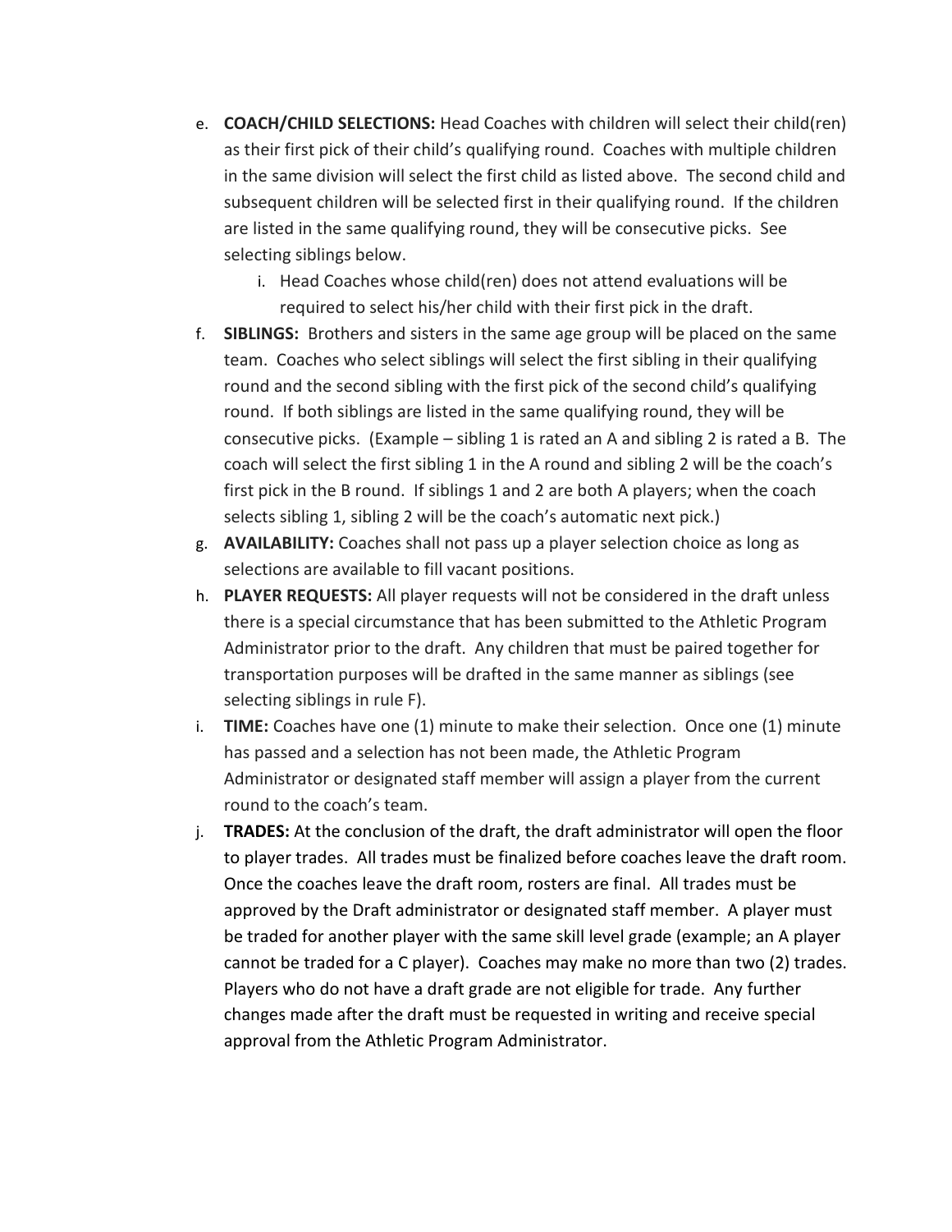e. **COACH/CHILD SELECTIONS:** Head Coaches with children will select their child(ren) as their first pick of their child's qualifying round. Coaches with multiple children in the same division will select the first child as listed above. The second child and subsequent children will be selected first in their qualifying round. If the children are listed in the same qualifying round, they will be consecutive picks. See selecting siblings below.
   i. Head Coaches whose child(ren) does not attend evaluations will be required to select his/her child with their first pick in the draft.

f. **SIBLINGS:** Brothers and sisters in the same age group will be placed on the same team. Coaches who select siblings will select the first sibling in their qualifying round and the second sibling with the first pick of the second child's qualifying round. If both siblings are listed in the same qualifying round, they will be consecutive picks. (Example – sibling 1 is rated an A and sibling 2 is rated a B. The coach will select the first sibling 1 in the A round and sibling 2 will be the coach's first pick in the B round. If siblings 1 and 2 are both A players; when the coach selects sibling 1, sibling 2 will be the coach's automatic next pick.)

g. **AVAILABILITY:** Coaches shall not pass up a player selection choice as long as selections are available to fill vacant positions.

h. **PLAYER REQUESTS:** All player requests will not be considered in the draft unless there is a special circumstance that has been submitted to the Athletic Program Administrator prior to the draft. Any children that must be paired together for transportation purposes will be drafted in the same manner as siblings (see selecting siblings in rule F).

i. **TIME:** Coaches have one (1) minute to make their selection. Once one (1) minute has passed and a selection has not been made, the Athletic Program Administrator or designated staff member will assign a player from the current round to the coach's team.

j. **TRADES:** At the conclusion of the draft, the draft administrator will open the floor to player trades. All trades must be finalized before coaches leave the draft room. Once the coaches leave the draft room, rosters are final. All trades must be approved by the Draft administrator or designated staff member. A player must be traded for another player with the same skill level grade (example; an A player cannot be traded for a C player). Coaches may make no more than two (2) trades. Players who do not have a draft grade are not eligible for trade. Any further changes made after the draft must be requested in writing and receive special approval from the Athletic Program Administrator.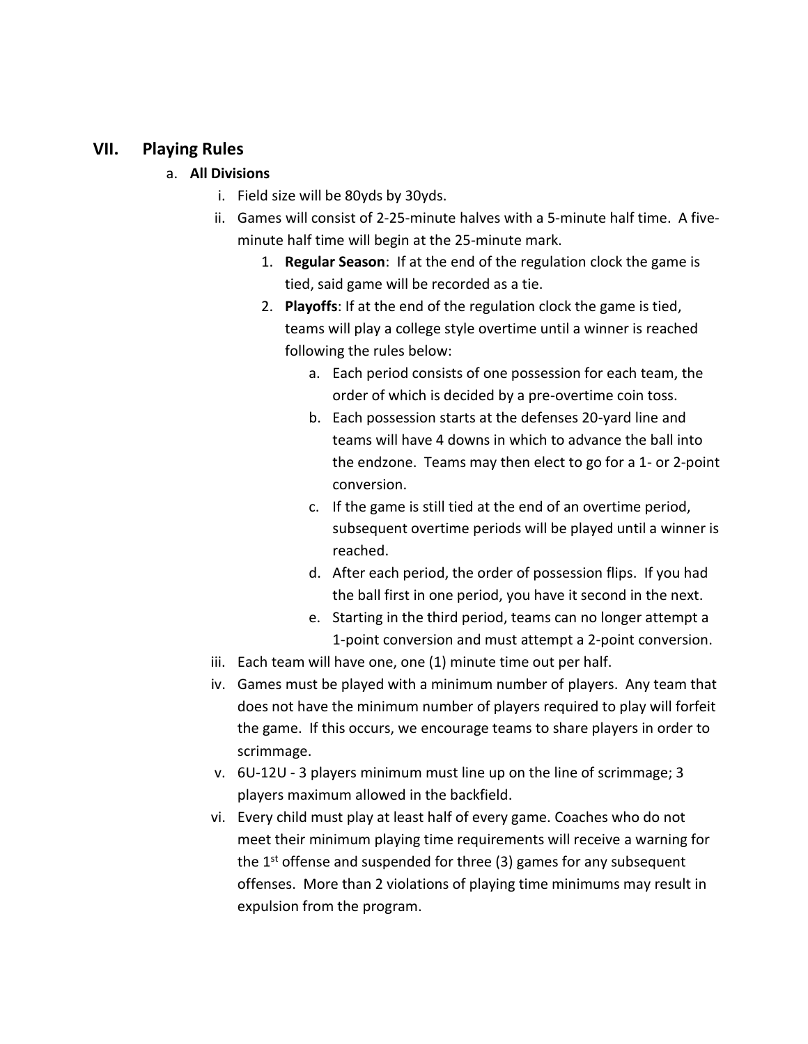## VII. Playing Rules

a. **All Divisions**

i. Field size will be 80yds by 30yds.

ii. Games will consist of 2-25-minute halves with a 5-minute half time. A five-minute half time will begin at the 25-minute mark.

1. **Regular Season**: If at the end of the regulation clock the game is tied, said game will be recorded as a tie.
2. **Playoffs**: If at the end of the regulation clock the game is tied, teams will play a college style overtime until a winner is reached following the rules below:
    a. Each period consists of one possession for each team, the order of which is decided by a pre-overtime coin toss.
    b. Each possession starts at the defenses 20-yard line and teams will have 4 downs in which to advance the ball into the endzone. Teams may then elect to go for a 1- or 2-point conversion.
    c. If the game is still tied at the end of an overtime period, subsequent overtime periods will be played until a winner is reached.
    d. After each period, the order of possession flips. If you had the ball first in one period, you have it second in the next.
    e. Starting in the third period, teams can no longer attempt a 1-point conversion and must attempt a 2-point conversion.

iii. Each team will have one, one (1) minute time out per half.

iv. Games must be played with a minimum number of players. Any team that does not have the minimum number of players required to play will forfeit the game. If this occurs, we encourage teams to share players in order to scrimmage.

v. 6U-12U - 3 players minimum must line up on the line of scrimmage; 3 players maximum allowed in the backfield.

vi. Every child must play at least half of every game. Coaches who do not meet their minimum playing time requirements will receive a warning for the 1st offense and suspended for three (3) games for any subsequent offenses. More than 2 violations of playing time minimums may result in expulsion from the program.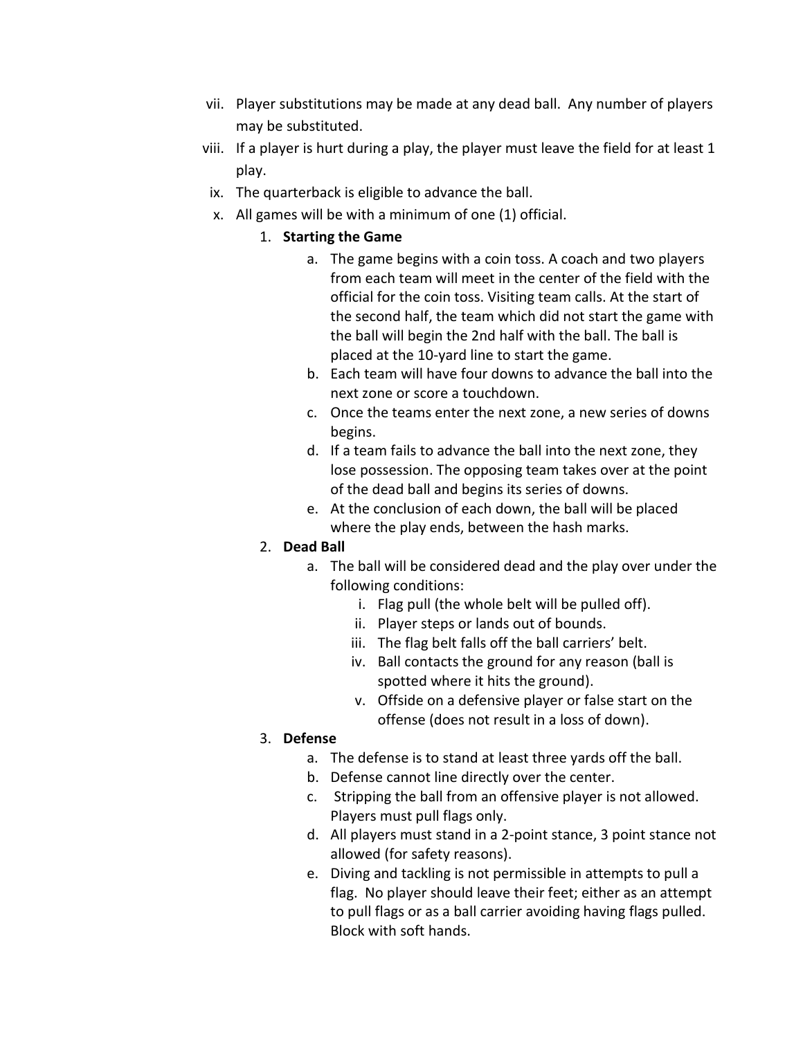vii. Player substitutions may be made at any dead ball. Any number of players may be substituted.

viii. If a player is hurt during a play, the player must leave the field for at least 1 play.

ix. The quarterback is eligible to advance the ball.

x. All games will be with a minimum of one (1) official.

1. **Starting the Game**
    a. The game begins with a coin toss. A coach and two players from each team will meet in the center of the field with the official for the coin toss. Visiting team calls. At the start of the second half, the team which did not start the game with the ball will begin the 2nd half with the ball. The ball is placed at the 10-yard line to start the game.
    b. Each team will have four downs to advance the ball into the next zone or score a touchdown.
    c. Once the teams enter the next zone, a new series of downs begins.
    d. If a team fails to advance the ball into the next zone, they lose possession. The opposing team takes over at the point of the dead ball and begins its series of downs.
    e. At the conclusion of each down, the ball will be placed where the play ends, between the hash marks.

2. **Dead Ball**
    a. The ball will be considered dead and the play over under the following conditions:
        i. Flag pull (the whole belt will be pulled off).
        ii. Player steps or lands out of bounds.
        iii. The flag belt falls off the ball carriers' belt.
        iv. Ball contacts the ground for any reason (ball is spotted where it hits the ground).
        v. Offside on a defensive player or false start on the offense (does not result in a loss of down).

3. **Defense**
    a. The defense is to stand at least three yards off the ball.
    b. Defense cannot line directly over the center.
    c. Stripping the ball from an offensive player is not allowed. Players must pull flags only.
    d. All players must stand in a 2-point stance, 3 point stance not allowed (for safety reasons).
    e. Diving and tackling is not permissible in attempts to pull a flag. No player should leave their feet; either as an attempt to pull flags or as a ball carrier avoiding having flags pulled. Block with soft hands.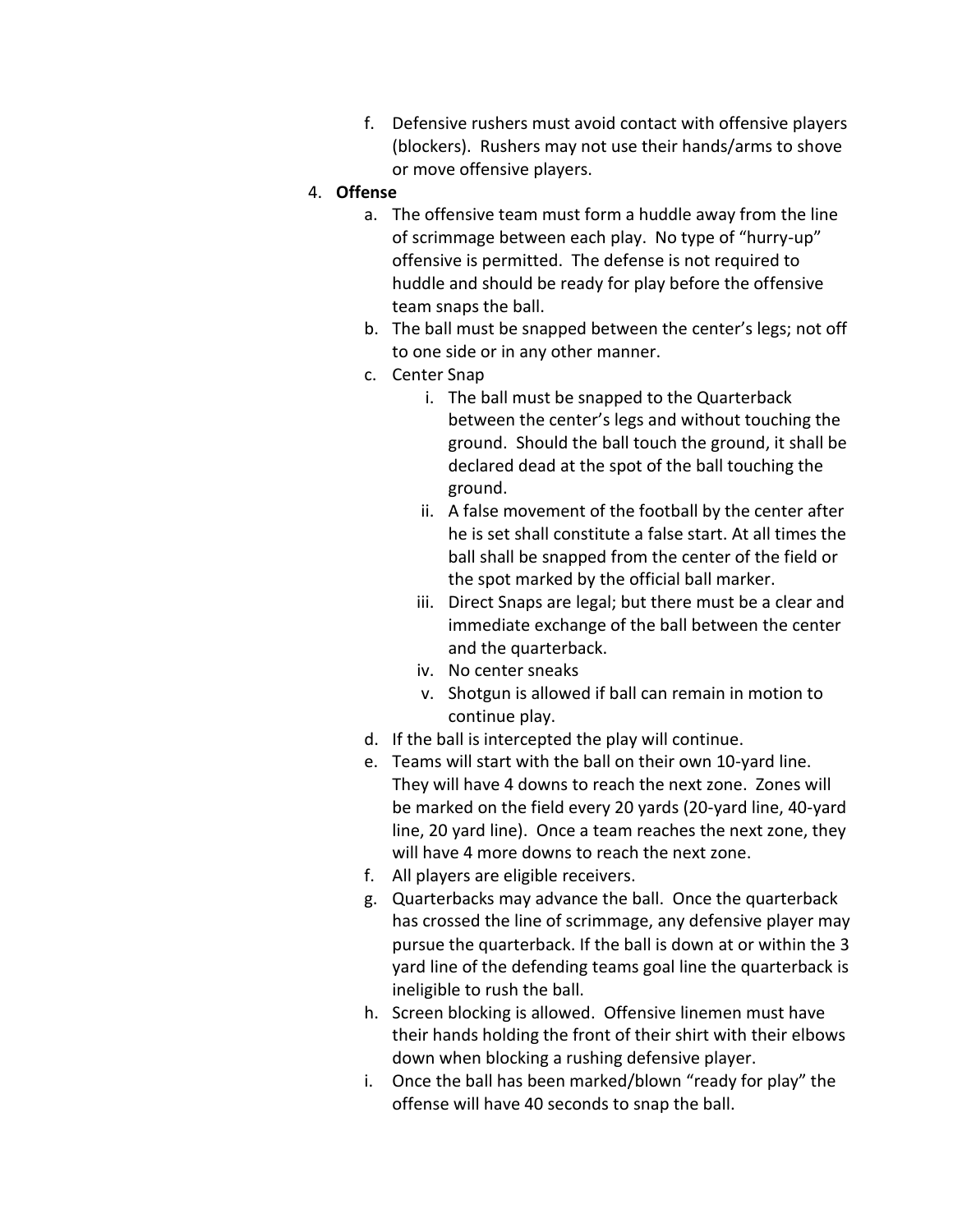f. Defensive rushers must avoid contact with offensive players (blockers). Rushers may not use their hands/arms to shove or move offensive players.

4. **Offense**
   a. The offensive team must form a huddle away from the line of scrimmage between each play. No type of "hurry-up" offensive is permitted. The defense is not required to huddle and should be ready for play before the offensive team snaps the ball.
   b. The ball must be snapped between the center's legs; not off to one side or in any other manner.
   c. Center Snap
      i. The ball must be snapped to the Quarterback between the center's legs and without touching the ground. Should the ball touch the ground, it shall be declared dead at the spot of the ball touching the ground.
      ii. A false movement of the football by the center after he is set shall constitute a false start. At all times the ball shall be snapped from the center of the field or the spot marked by the official ball marker.
      iii. Direct Snaps are legal; but there must be a clear and immediate exchange of the ball between the center and the quarterback.
      iv. No center sneaks
      v. Shotgun is allowed if ball can remain in motion to continue play.
   d. If the ball is intercepted the play will continue.
   e. Teams will start with the ball on their own 10-yard line. They will have 4 downs to reach the next zone. Zones will be marked on the field every 20 yards (20-yard line, 40-yard line, 20 yard line). Once a team reaches the next zone, they will have 4 more downs to reach the next zone.
   f. All players are eligible receivers.
   g. Quarterbacks may advance the ball. Once the quarterback has crossed the line of scrimmage, any defensive player may pursue the quarterback. If the ball is down at or within the 3 yard line of the defending teams goal line the quarterback is ineligible to rush the ball.
   h. Screen blocking is allowed. Offensive linemen must have their hands holding the front of their shirt with their elbows down when blocking a rushing defensive player.
   i. Once the ball has been marked/blown "ready for play" the offense will have 40 seconds to snap the ball.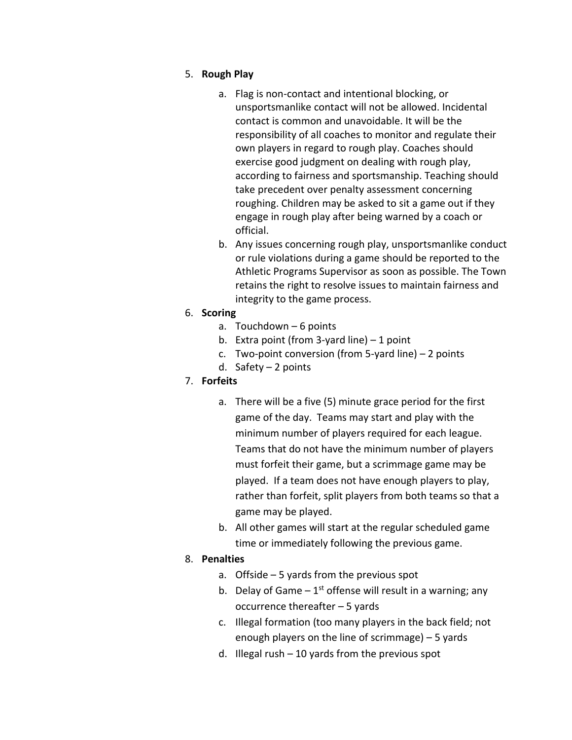5. **Rough Play**

    a. Flag is non-contact and intentional blocking, or unsportsmanlike contact will not be allowed. Incidental contact is common and unavoidable. It will be the responsibility of all coaches to monitor and regulate their own players in regard to rough play. Coaches should exercise good judgment on dealing with rough play, according to fairness and sportsmanship. Teaching should take precedent over penalty assessment concerning roughing. Children may be asked to sit a game out if they engage in rough play after being warned by a coach or official.
    b. Any issues concerning rough play, unsportsmanlike conduct or rule violations during a game should be reported to the Athletic Programs Supervisor as soon as possible. The Town retains the right to resolve issues to maintain fairness and integrity to the game process.

6. **Scoring**
    a. Touchdown – 6 points
    b. Extra point (from 3-yard line) – 1 point
    c. Two-point conversion (from 5-yard line) – 2 points
    d. Safety – 2 points

7. **Forfeits**

    a. There will be a five (5) minute grace period for the first game of the day. Teams may start and play with the minimum number of players required for each league. Teams that do not have the minimum number of players must forfeit their game, but a scrimmage game may be played. If a team does not have enough players to play, rather than forfeit, split players from both teams so that a game may be played.
    b. All other games will start at the regular scheduled game time or immediately following the previous game.

8. **Penalties**
    a. Offside – 5 yards from the previous spot
    b. Delay of Game – 1st offense will result in a warning; any occurrence thereafter – 5 yards
    c. Illegal formation (too many players in the back field; not enough players on the line of scrimmage) – 5 yards
    d. Illegal rush – 10 yards from the previous spot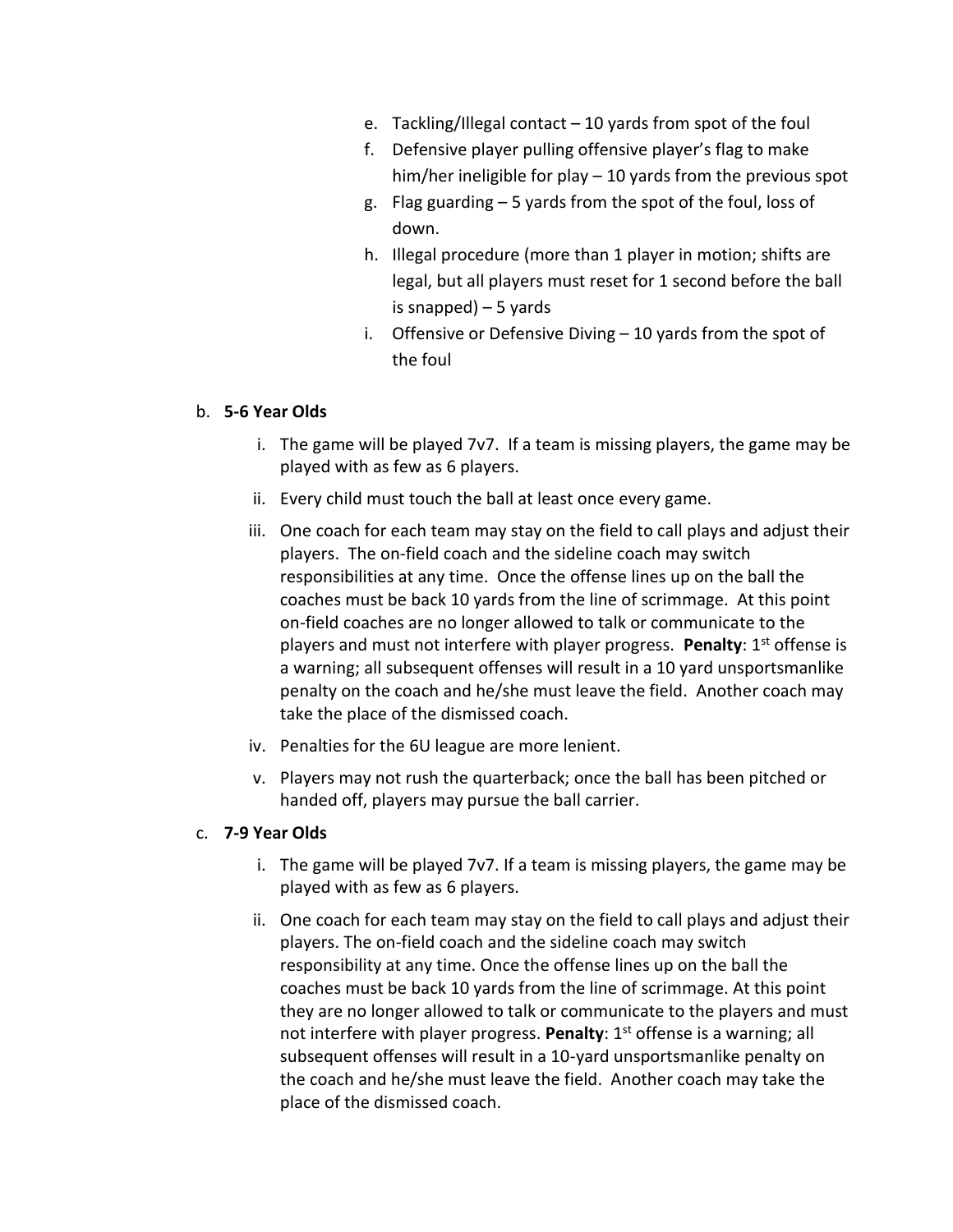e. Tackling/Illegal contact – 10 yards from spot of the foul
   f. Defensive player pulling offensive player's flag to make him/her ineligible for play – 10 yards from the previous spot
   g. Flag guarding – 5 yards from the spot of the foul, loss of down.
   h. Illegal procedure (more than 1 player in motion; shifts are legal, but all players must reset for 1 second before the ball is snapped) – 5 yards
   i. Offensive or Defensive Diving – 10 yards from the spot of the foul

b. **5-6 Year Olds**
   i. The game will be played 7v7. If a team is missing players, the game may be played with as few as 6 players.
   ii. Every child must touch the ball at least once every game.
   iii. One coach for each team may stay on the field to call plays and adjust their players. The on-field coach and the sideline coach may switch responsibilities at any time. Once the offense lines up on the ball the coaches must be back 10 yards from the line of scrimmage. At this point on-field coaches are no longer allowed to talk or communicate to the players and must not interfere with player progress. **Penalty**: 1st offense is a warning; all subsequent offenses will result in a 10 yard unsportsmanlike penalty on the coach and he/she must leave the field. Another coach may take the place of the dismissed coach.
   iv. Penalties for the 6U league are more lenient.
   v. Players may not rush the quarterback; once the ball has been pitched or handed off, players may pursue the ball carrier.

c. **7-9 Year Olds**
   i. The game will be played 7v7. If a team is missing players, the game may be played with as few as 6 players.
   ii. One coach for each team may stay on the field to call plays and adjust their players. The on-field coach and the sideline coach may switch responsibility at any time. Once the offense lines up on the ball the coaches must be back 10 yards from the line of scrimmage. At this point they are no longer allowed to talk or communicate to the players and must not interfere with player progress. **Penalty**: 1st offense is a warning; all subsequent offenses will result in a 10-yard unsportsmanlike penalty on the coach and he/she must leave the field. Another coach may take the place of the dismissed coach.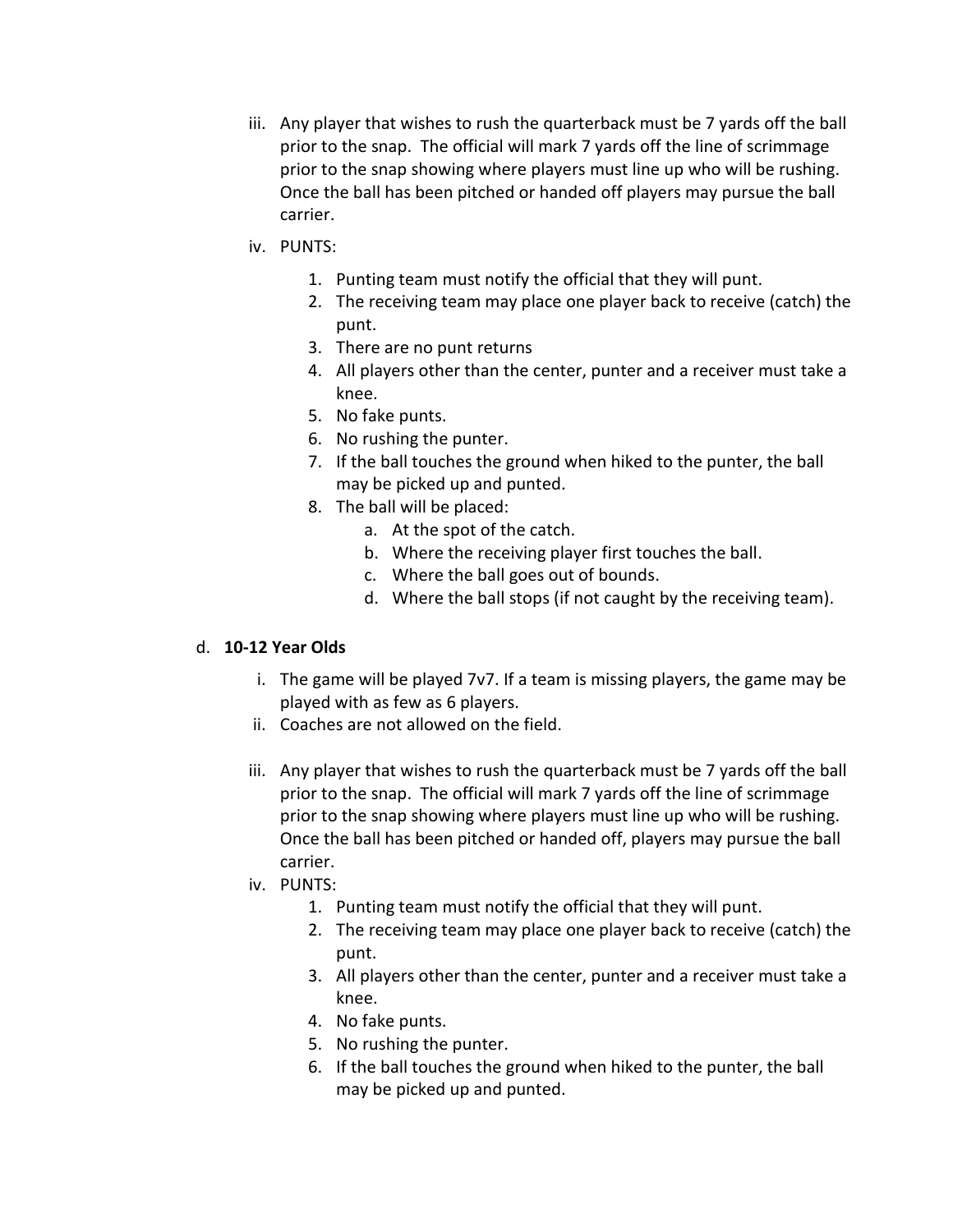iii. Any player that wishes to rush the quarterback must be 7 yards off the ball prior to the snap. The official will mark 7 yards off the line of scrimmage prior to the snap showing where players must line up who will be rushing. Once the ball has been pitched or handed off players may pursue the ball carrier.

iv. PUNTS:

1. Punting team must notify the official that they will punt.
2. The receiving team may place one player back to receive (catch) the punt.
3. There are no punt returns
4. All players other than the center, punter and a receiver must take a knee.
5. No fake punts.
6. No rushing the punter.
7. If the ball touches the ground when hiked to the punter, the ball may be picked up and punted.
8. The ball will be placed:
    a. At the spot of the catch.
    b. Where the receiving player first touches the ball.
    c. Where the ball goes out of bounds.
    d. Where the ball stops (if not caught by the receiving team).

d. **10-12 Year Olds**

i. The game will be played 7v7. If a team is missing players, the game may be played with as few as 6 players.

ii. Coaches are not allowed on the field.

iii. Any player that wishes to rush the quarterback must be 7 yards off the ball prior to the snap. The official will mark 7 yards off the line of scrimmage prior to the snap showing where players must line up who will be rushing. Once the ball has been pitched or handed off, players may pursue the ball carrier.

iv. PUNTS:

1. Punting team must notify the official that they will punt.
2. The receiving team may place one player back to receive (catch) the punt.
3. All players other than the center, punter and a receiver must take a knee.
4. No fake punts.
5. No rushing the punter.
6. If the ball touches the ground when hiked to the punter, the ball may be picked up and punted.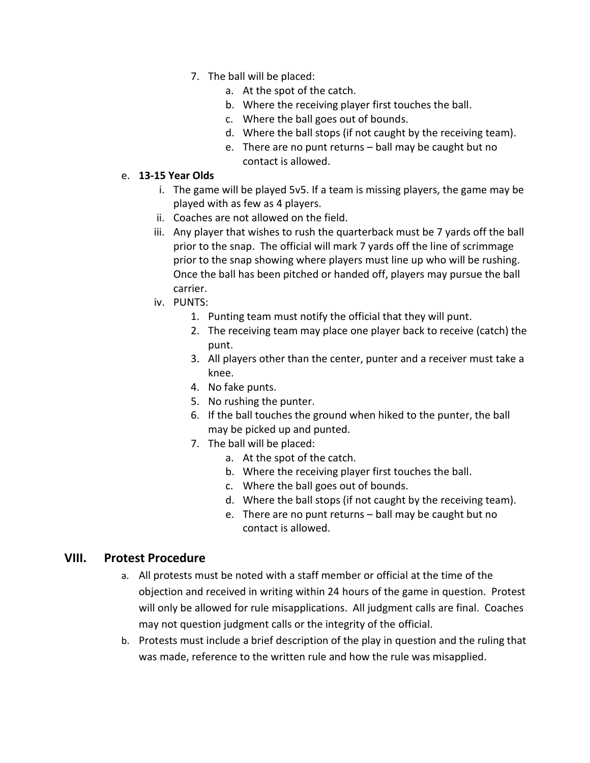7. The ball will be placed:
    a. At the spot of the catch.
    b. Where the receiving player first touches the ball.
    c. Where the ball goes out of bounds.
    d. Where the ball stops (if not caught by the receiving team).
    e. There are no punt returns – ball may be caught but no contact is allowed.

e. **13-15 Year Olds**

   i. The game will be played 5v5. If a team is missing players, the game may be played with as few as 4 players.

   ii. Coaches are not allowed on the field.

   iii. Any player that wishes to rush the quarterback must be 7 yards off the ball prior to the snap. The official will mark 7 yards off the line of scrimmage prior to the snap showing where players must line up who will be rushing. Once the ball has been pitched or handed off, players may pursue the ball carrier.

   iv. PUNTS:
      1. Punting team must notify the official that they will punt.
      2. The receiving team may place one player back to receive (catch) the punt.
      3. All players other than the center, punter and a receiver must take a knee.
      4. No fake punts.
      5. No rushing the punter.
      6. If the ball touches the ground when hiked to the punter, the ball may be picked up and punted.
      7. The ball will be placed:
         a. At the spot of the catch.
         b. Where the receiving player first touches the ball.
         c. Where the ball goes out of bounds.
         d. Where the ball stops (if not caught by the receiving team).
         e. There are no punt returns – ball may be caught but no contact is allowed.

## VIII. Protest Procedure

a. All protests must be noted with a staff member or official at the time of the objection and received in writing within 24 hours of the game in question. Protest will only be allowed for rule misapplications. All judgment calls are final. Coaches may not question judgment calls or the integrity of the official.

b. Protests must include a brief description of the play in question and the ruling that was made, reference to the written rule and how the rule was misapplied.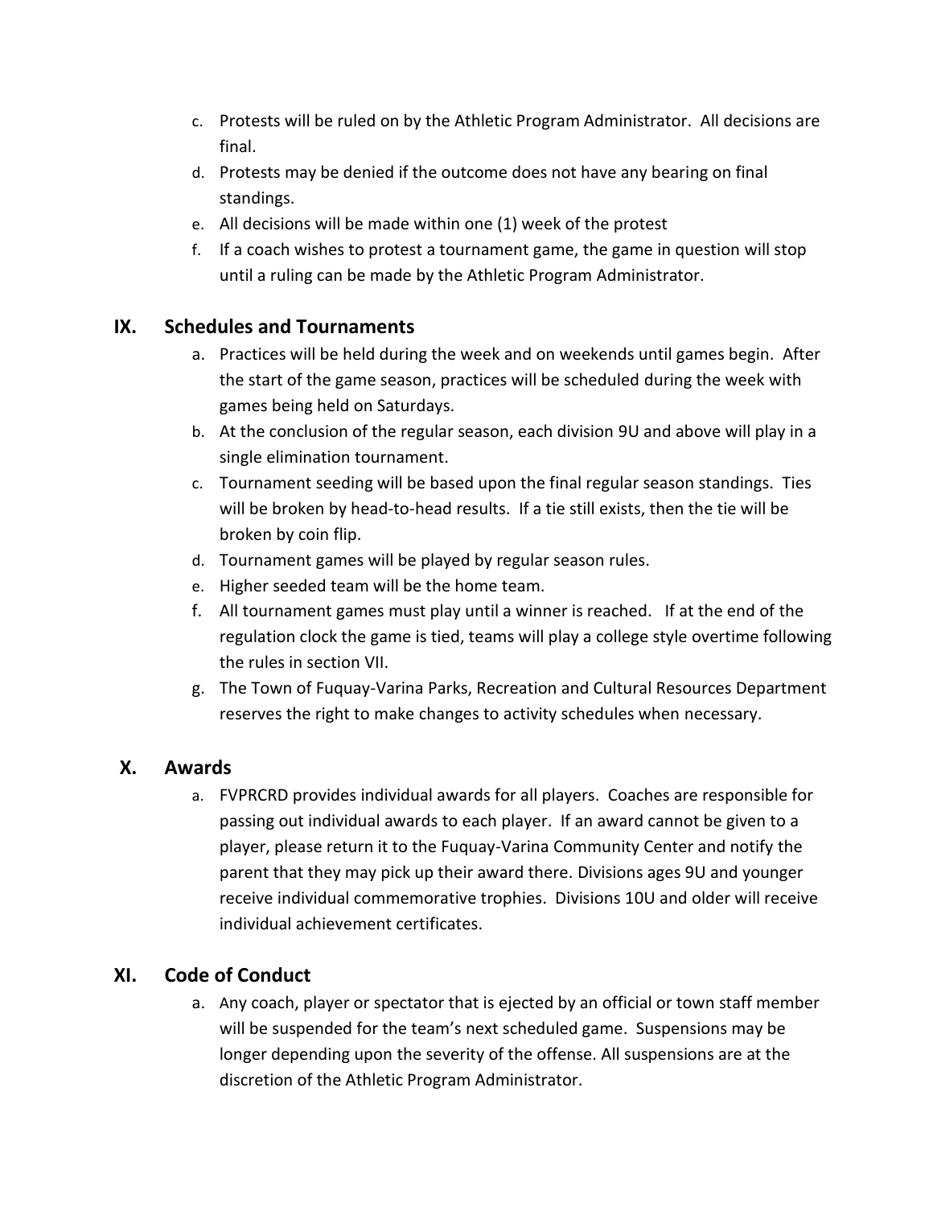c. Protests will be ruled on by the Athletic Program Administrator. All decisions are final.
d. Protests may be denied if the outcome does not have any bearing on final standings.
e. All decisions will be made within one (1) week of the protest
f. If a coach wishes to protest a tournament game, the game in question will stop until a ruling can be made by the Athletic Program Administrator.

## IX. Schedules and Tournaments

a. Practices will be held during the week and on weekends until games begin. After the start of the game season, practices will be scheduled during the week with games being held on Saturdays.
b. At the conclusion of the regular season, each division 9U and above will play in a single elimination tournament.
c. Tournament seeding will be based upon the final regular season standings. Ties will be broken by head-to-head results. If a tie still exists, then the tie will be broken by coin flip.
d. Tournament games will be played by regular season rules.
e. Higher seeded team will be the home team.
f. All tournament games must play until a winner is reached. If at the end of the regulation clock the game is tied, teams will play a college style overtime following the rules in section VII.
g. The Town of Fuquay-Varina Parks, Recreation and Cultural Resources Department reserves the right to make changes to activity schedules when necessary.

## X. Awards

a. FVPRCRD provides individual awards for all players. Coaches are responsible for passing out individual awards to each player. If an award cannot be given to a player, please return it to the Fuquay-Varina Community Center and notify the parent that they may pick up their award there. Divisions ages 9U and younger receive individual commemorative trophies. Divisions 10U and older will receive individual achievement certificates.

## XI. Code of Conduct

a. Any coach, player or spectator that is ejected by an official or town staff member will be suspended for the team's next scheduled game. Suspensions may be longer depending upon the severity of the offense. All suspensions are at the discretion of the Athletic Program Administrator.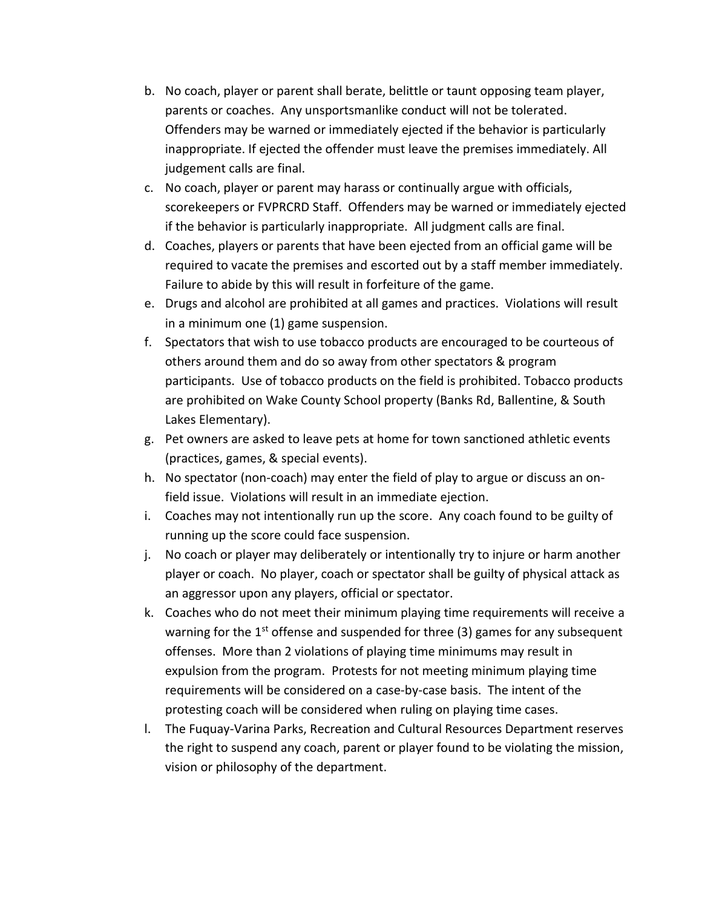b. No coach, player or parent shall berate, belittle or taunt opposing team player, parents or coaches. Any unsportsmanlike conduct will not be tolerated. Offenders may be warned or immediately ejected if the behavior is particularly inappropriate. If ejected the offender must leave the premises immediately. All judgement calls are final.
c. No coach, player or parent may harass or continually argue with officials, scorekeepers or FVPRCRD Staff. Offenders may be warned or immediately ejected if the behavior is particularly inappropriate. All judgment calls are final.
d. Coaches, players or parents that have been ejected from an official game will be required to vacate the premises and escorted out by a staff member immediately. Failure to abide by this will result in forfeiture of the game.
e. Drugs and alcohol are prohibited at all games and practices. Violations will result in a minimum one (1) game suspension.
f. Spectators that wish to use tobacco products are encouraged to be courteous of others around them and do so away from other spectators & program participants. Use of tobacco products on the field is prohibited. Tobacco products are prohibited on Wake County School property (Banks Rd, Ballentine, & South Lakes Elementary).
g. Pet owners are asked to leave pets at home for town sanctioned athletic events (practices, games, & special events).
h. No spectator (non-coach) may enter the field of play to argue or discuss an on-field issue. Violations will result in an immediate ejection.
i. Coaches may not intentionally run up the score. Any coach found to be guilty of running up the score could face suspension.
j. No coach or player may deliberately or intentionally try to injure or harm another player or coach. No player, coach or spectator shall be guilty of physical attack as an aggressor upon any players, official or spectator.
k. Coaches who do not meet their minimum playing time requirements will receive a warning for the 1st offense and suspended for three (3) games for any subsequent offenses. More than 2 violations of playing time minimums may result in expulsion from the program. Protests for not meeting minimum playing time requirements will be considered on a case-by-case basis. The intent of the protesting coach will be considered when ruling on playing time cases.
l. The Fuquay-Varina Parks, Recreation and Cultural Resources Department reserves the right to suspend any coach, parent or player found to be violating the mission, vision or philosophy of the department.